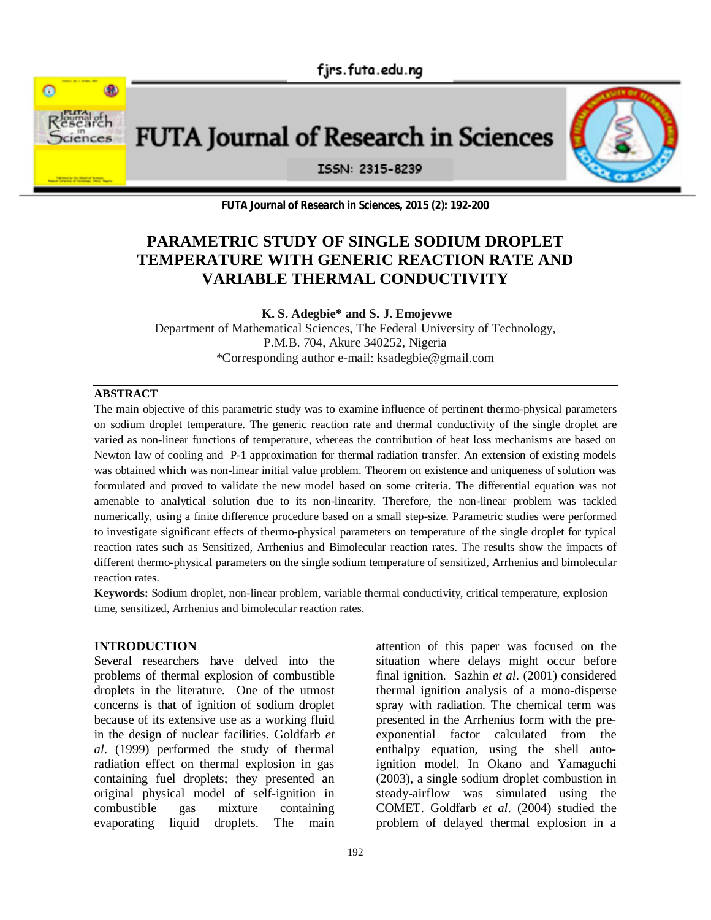# PARAMETRIC STUDY OF SINGLE SODIUM DROPLET TEMPERATURE WITH GENERIC REACTION RATE AND VARIABLE THERMAL CONDUCTIVITY

**K. S. Adegbie\* and S. J. Emojevwe**

Department of Mathematical Sciences, The Federal University of Technology, P.M.B. 704, Akure 340252, Nigeria

\*Corresponding author e-mail: ksadegbie@gmail.com

## ABSTRACT

The main objective of this parametric study was to examine influence of pertinent thermo-physical parameters on sodium droplet temperature. The generic reaction rate and thermal conductivity of the single droplet are varied as non-linear functions of temperature, whereas the contribution of heat loss mechanisms are based on Newton law of cooling and P-1 approximation for thermal radiation transfer. An extension of existing models was obtained which was non-linear initial value problem. Theorem on existence and uniqueness of solution was formulated and proved to validate the new model based on some criteria. The differential equation was not amenable to analytical solution due to its non-linearity. Therefore, the non-linear problem was tackled numerically, using a finite difference procedure based on a small step-size. Parametric studies were performed to investigate significant effects of thermo-physical parameters on temperature of the single droplet for typical reaction rates such as Sensitized, Arrhenius and Bimolecular reaction rates. The results show the impacts of different thermo-physical parameters on the single sodium temperature of sensitized, Arrhenius and bimolecular reaction rates.

**Keywords:** Sodium droplet, non-linear problem, variable thermal conductivity, critical temperature, explosion time, sensitized, Arrhenius and bimolecular reaction rates.

## INTRODUCTION

Several researchers have delved into the problems of thermal explosion of combustible droplets in the literature. One of the utmost concerns is that of ignition of sodium droplet because of its extensive use as a working fluid in the design of nuclear facilities. Goldfarb *et al*. (1999) performed the study of thermal radiation effect on thermal explosion in gas containing fuel droplets; they presented an original physical model of self-ignition in combustible gas mixture containing evaporating liquid droplets. The main attention of this paper was focused on the situation where delays might occur before final ignition. Sazhin *et al*. (2001) considered thermal ignition analysis of a mono-disperse spray with radiation. The chemical term was presented in the Arrhenius form with the pre-exponential factor calculated from the enthalpy equation, using the shell auto-ignition model. In Okano and Yamaguchi (2003), a single sodium droplet combustion in steady-airflow was simulated using the COMET. Goldfarb *et al*. (2004) studied the problem of delayed thermal explosion in a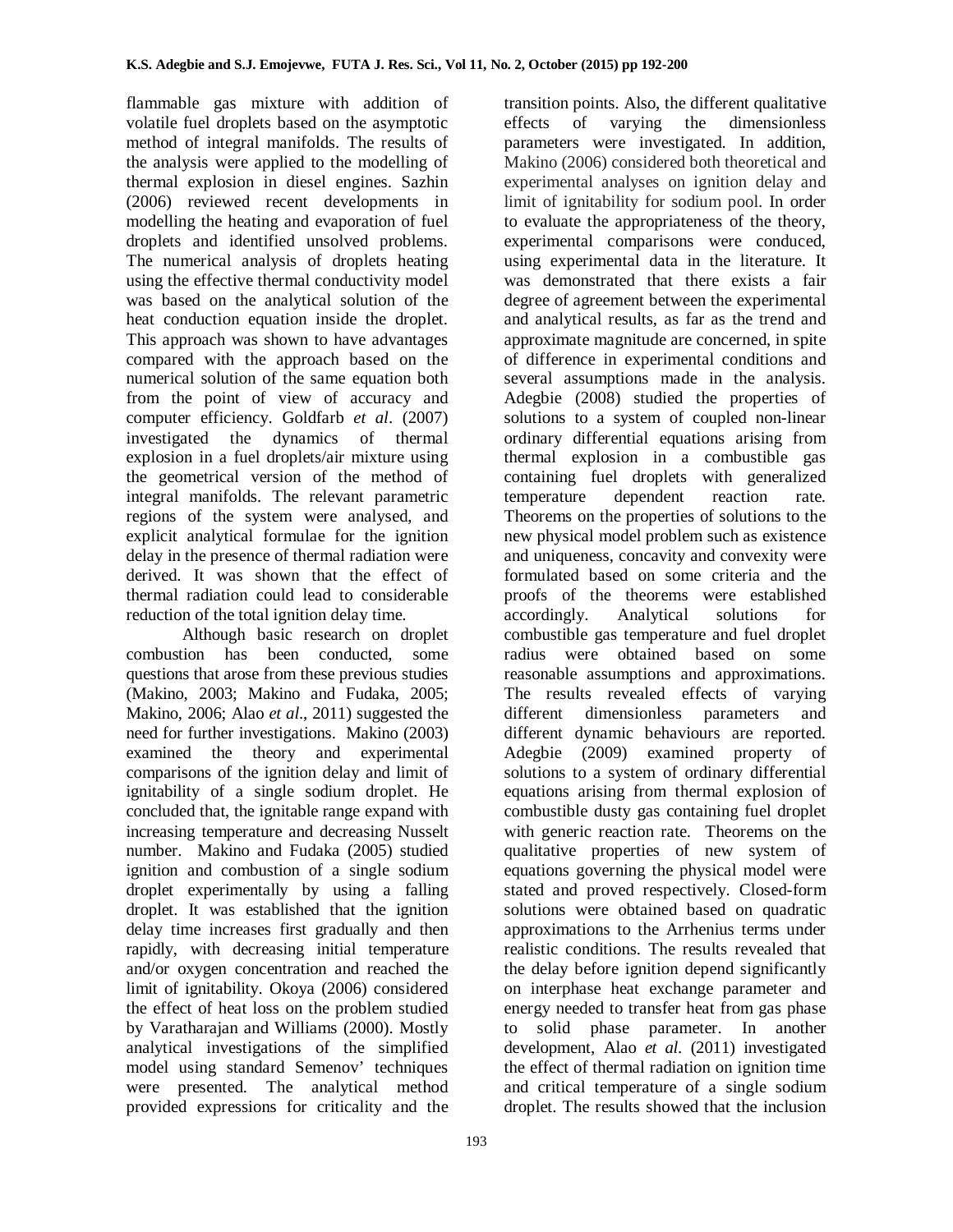flammable gas mixture with addition of volatile fuel droplets based on the asymptotic method of integral manifolds. The results of the analysis were applied to the modelling of thermal explosion in diesel engines. Sazhin (2006) reviewed recent developments in modelling the heating and evaporation of fuel droplets and identified unsolved problems. The numerical analysis of droplets heating using the effective thermal conductivity model was based on the analytical solution of the heat conduction equation inside the droplet. This approach was shown to have advantages compared with the approach based on the numerical solution of the same equation both from the point of view of accuracy and computer efficiency. Goldfarb *et al*. (2007) investigated the dynamics of thermal explosion in a fuel droplets/air mixture using the geometrical version of the method of integral manifolds. The relevant parametric regions of the system were analysed, and explicit analytical formulae for the ignition delay in the presence of thermal radiation were derived. It was shown that the effect of thermal radiation could lead to considerable reduction of the total ignition delay time.

Although basic research on droplet combustion has been conducted, some questions that arose from these previous studies (Makino, 2003; Makino and Fudaka, 2005; Makino, 2006; Alao *et al*., 2011) suggested the need for further investigations. Makino (2003) examined the theory and experimental comparisons of the ignition delay and limit of ignitability of a single sodium droplet. He concluded that, the ignitable range expand with increasing temperature and decreasing Nusselt number. Makino and Fudaka (2005) studied ignition and combustion of a single sodium droplet experimentally by using a falling droplet. It was established that the ignition delay time increases first gradually and then rapidly, with decreasing initial temperature and/or oxygen concentration and reached the limit of ignitability. Okoya (2006) considered the effect of heat loss on the problem studied by Varatharajan and Williams (2000). Mostly analytical investigations of the simplified model using standard Semenov' techniques were presented. The analytical method provided expressions for criticality and the transition points. Also, the different qualitative effects of varying the dimensionless parameters were investigated. In addition, Makino (2006) considered both theoretical and experimental analyses on ignition delay and limit of ignitability for sodium pool. In order to evaluate the appropriateness of the theory, experimental comparisons were conduced, using experimental data in the literature. It was demonstrated that there exists a fair degree of agreement between the experimental and analytical results, as far as the trend and approximate magnitude are concerned, in spite of difference in experimental conditions and several assumptions made in the analysis. Adegbie (2008) studied the properties of solutions to a system of coupled non-linear ordinary differential equations arising from thermal explosion in a combustible gas containing fuel droplets with generalized temperature dependent reaction rate. Theorems on the properties of solutions to the new physical model problem such as existence and uniqueness, concavity and convexity were formulated based on some criteria and the proofs of the theorems were established accordingly. Analytical solutions for combustible gas temperature and fuel droplet radius were obtained based on some reasonable assumptions and approximations. The results revealed effects of varying different dimensionless parameters and different dynamic behaviours are reported. Adegbie (2009) examined property of solutions to a system of ordinary differential equations arising from thermal explosion of combustible dusty gas containing fuel droplet with generic reaction rate. Theorems on the qualitative properties of new system of equations governing the physical model were stated and proved respectively. Closed-form solutions were obtained based on quadratic approximations to the Arrhenius terms under realistic conditions. The results revealed that the delay before ignition depend significantly on interphase heat exchange parameter and energy needed to transfer heat from gas phase to solid phase parameter. In another development, Alao *et al*. (2011) investigated the effect of thermal radiation on ignition time and critical temperature of a single sodium droplet. The results showed that the inclusion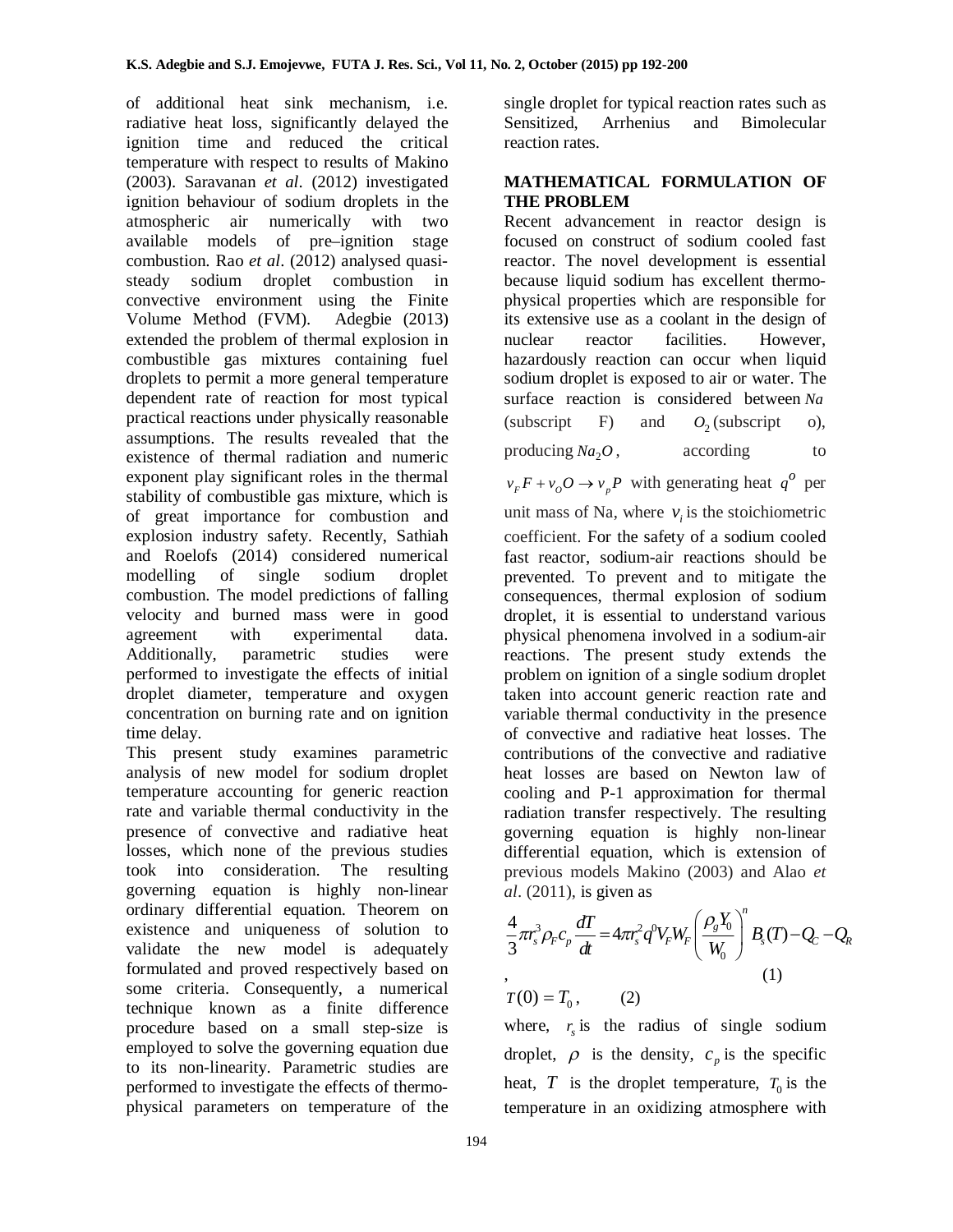of additional heat sink mechanism, i.e. radiative heat loss, significantly delayed the ignition time and reduced the critical temperature with respect to results of Makino (2003). Saravanan *et al*. (2012) investigated ignition behaviour of sodium droplets in the atmospheric air numerically with two available models of pre–ignition stage combustion. Rao *et al*. (2012) analysed quasi-steady sodium droplet combustion in convective environment using the Finite Volume Method (FVM). Adegbie (2013) extended the problem of thermal explosion in combustible gas mixtures containing fuel droplets to permit a more general temperature dependent rate of reaction for most typical practical reactions under physically reasonable assumptions. The results revealed that the existence of thermal radiation and numeric exponent play significant roles in the thermal stability of combustible gas mixture, which is of great importance for combustion and explosion industry safety. Recently, Sathiah and Roelofs (2014) considered numerical modelling of single sodium droplet combustion. The model predictions of falling velocity and burned mass were in good agreement with experimental data. Additionally, parametric studies were performed to investigate the effects of initial droplet diameter, temperature and oxygen concentration on burning rate and on ignition time delay.

This present study examines parametric analysis of new model for sodium droplet temperature accounting for generic reaction rate and variable thermal conductivity in the presence of convective and radiative heat losses, which none of the previous studies took into consideration. The resulting governing equation is highly non-linear ordinary differential equation. Theorem on existence and uniqueness of solution to validate the new model is adequately formulated and proved respectively based on some criteria. Consequently, a numerical technique known as a finite difference procedure based on a small step-size is employed to solve the governing equation due to its non-linearity. Parametric studies are performed to investigate the effects of thermo-physical parameters on temperature of the single droplet for typical reaction rates such as Sensitized, Arrhenius and Bimolecular reaction rates.

## MATHEMATICAL FORMULATION OF THE PROBLEM

Recent advancement in reactor design is focused on construct of sodium cooled fast reactor. The novel development is essential because liquid sodium has excellent thermo-physical properties which are responsible for its extensive use as a coolant in the design of nuclear reactor facilities. However, hazardously reaction can occur when liquid sodium droplet is exposed to air or water. The surface reaction is considered between $Na$ (subscript F) and $O_2$ (subscript o), producing $Na_2O$, according to $v_F F + v_O O \rightarrow v_p P$ with generating heat $q^o$ per unit mass of Na, where $v_i$ is the stoichiometric coefficient. For the safety of a sodium cooled fast reactor, sodium-air reactions should be prevented. To prevent and to mitigate the consequences, thermal explosion of sodium droplet, it is essential to understand various physical phenomena involved in a sodium-air reactions. The present study extends the problem on ignition of a single sodium droplet taken into account generic reaction rate and variable thermal conductivity in the presence of convective and radiative heat losses. The contributions of the convective and radiative heat losses are based on Newton law of cooling and P-1 approximation for thermal radiation transfer respectively. The resulting governing equation is highly non-linear differential equation, which is extension of previous models Makino (2003) and Alao *et al*. (2011), is given as

$$\frac{4}{3}\pi r_s^3 \rho_F c_p \frac{dT}{dt} = 4\pi r_s^2 q^0 V_F W_F \left(\frac{\rho_g Y_0}{W_0}\right)^n B_s(T) - Q_C - Q_R \quad (1)$$

$$T(0) = T_0, \quad (2)$$

where, $r_s$ is the radius of single sodium droplet, $\rho$ is the density, $c_p$ is the specific heat, $T$ is the droplet temperature, $T_0$ is the temperature in an oxidizing atmosphere with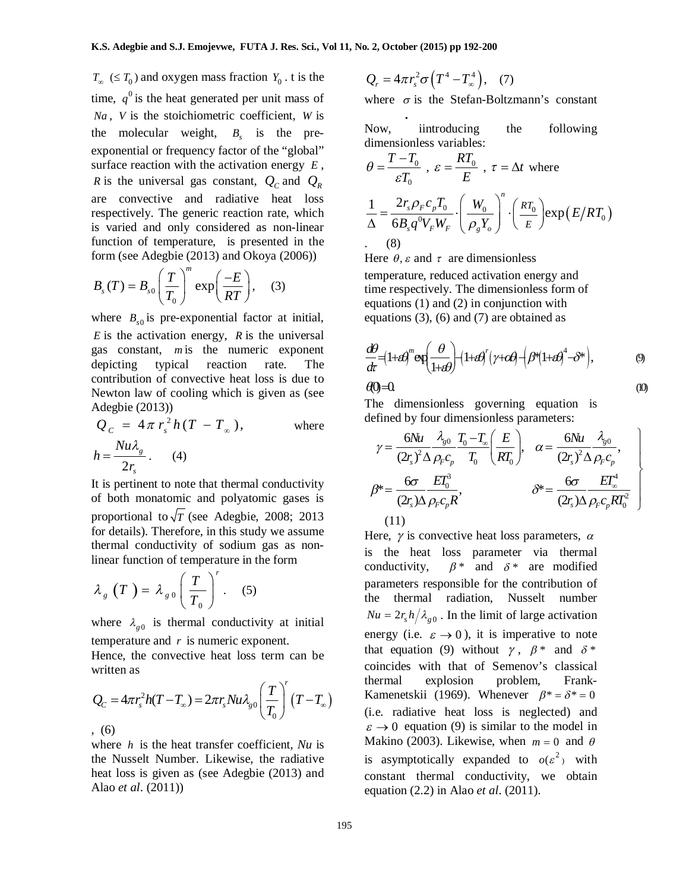$T_\infty$ $(\leq T_0)$ and oxygen mass fraction $Y_0$. t is the time, $q^0$ is the heat generated per unit mass of $Na$, $V$ is the stoichiometric coefficient, $W$ is the molecular weight, $B_s$ is the pre-exponential or frequency factor of the "global" surface reaction with the activation energy $E$, $R$ is the universal gas constant, $Q_C$ and $Q_R$ are convective and radiative heat loss respectively. The generic reaction rate, which is varied and only considered as non-linear function of temperature, is presented in the form (see Adegbie (2013) and Okoya (2006))

$$B_s(T) = B_{s0}\left(\frac{T}{T_0}\right)^m \exp\left(\frac{-E}{RT}\right), \quad (3)$$

where $B_{s0}$ is pre-exponential factor at initial, $E$ is the activation energy, $R$ is the universal gas constant, $m$ is the numeric exponent depicting typical reaction rate. The contribution of convective heat loss is due to Newton law of cooling which is given as (see Adegbie (2013))

$$Q_C = 4\pi r_s^2 h(T - T_\infty), \quad \text{where} \quad h = \frac{Nu\lambda_g}{2r_s}. \quad (4)$$

It is pertinent to note that thermal conductivity of both monatomic and polyatomic gases is proportional to $\sqrt{T}$ (see Adegbie, 2008; 2013 for details). Therefore, in this study we assume thermal conductivity of sodium gas as non-linear function of temperature in the form

$$\lambda_g(T) = \lambda_{g0}\left(\frac{T}{T_0}\right)^r. \quad (5)$$

where $\lambda_{g0}$ is thermal conductivity at initial temperature and $r$ is numeric exponent.

Hence, the convective heat loss term can be written as

$$Q_C = 4\pi r_s^2 h(T - T_\infty) = 2\pi r_s Nu\lambda_{g0}\left(\frac{T}{T_0}\right)^r (T - T_\infty), \quad (6)$$

where $h$ is the heat transfer coefficient, $Nu$ is the Nusselt Number. Likewise, the radiative heat loss is given as (see Adegbie (2013) and Alao *et al*. (2011))

$$Q_r = 4\pi r_s^2 \sigma\left(T^4 - T_\infty^4\right), \quad (7)$$

where $\sigma$ is the Stefan-Boltzmann's constant.

Now, iintroducing the following dimensionless variables:

$$\theta = \frac{T - T_0}{\varepsilon T_0}, \quad \varepsilon = \frac{RT_0}{E}, \quad \tau = \Delta t \quad \text{where}$$

$$\frac{1}{\Delta} = \frac{2r_s\rho_F c_p T_0}{6B_s q^0 V_F W_F}\cdot\left(\frac{W_0}{\rho_g Y_o}\right)^n\cdot\left(\frac{RT_0}{E}\right)\exp\left(E/RT_0\right) \quad (8)$$

Here $\theta, \varepsilon$ and $\tau$ are dimensionless temperature, reduced activation energy and time respectively. The dimensionless form of equations (1) and (2) in conjunction with equations (3), (6) and (7) are obtained as

$$\frac{d\theta}{d\tau} = (1+\varepsilon\theta)^m \exp\left(\frac{\theta}{1+\varepsilon\theta}\right) - (1+\varepsilon\theta)^r(\gamma + \alpha\theta) - \left(\beta^*(1+\varepsilon\theta)^4 - \delta^*\right), \quad (9)$$

$$\theta(0) = 0. \quad (10)$$

The dimensionless governing equation is defined by four dimensionless parameters:

$$\left.\begin{aligned} \gamma &= \frac{6Nu}{(2r_s)^2\Delta}\frac{\lambda_{g0}}{\rho_F c_p}\frac{T_0 - T_\infty}{T_0}\left(\frac{E}{RT_0}\right), & \alpha &= \frac{6Nu}{(2r_s)^2\Delta}\frac{\lambda_{g0}}{\rho_F c_p}, \\ \beta^* &= \frac{6\sigma}{(2r_s)\Delta}\frac{ET_0^3}{\rho_F c_p R}, & \delta^* &= \frac{6\sigma}{(2r_s)\Delta}\frac{ET_\infty^4}{\rho_F c_p RT_0^2} \end{aligned}\right\} \quad (11)$$

Here, $\gamma$ is convective heat loss parameters, $\alpha$ is the heat loss parameter via thermal conductivity, $\beta^*$ and $\delta^*$ are modified parameters responsible for the contribution of the thermal radiation, Nusselt number $Nu = 2r_s h/\lambda_{g0}$. In the limit of large activation energy (i.e. $\varepsilon \to 0$), it is imperative to note that equation (9) without $\gamma$, $\beta^*$ and $\delta^*$ coincides with that of Semenov's classical thermal explosion problem, Frank-Kamenetskii (1969). Whenever $\beta^* = \delta^* = 0$ (i.e. radiative heat loss is neglected) and $\varepsilon \to 0$ equation (9) is similar to the model in Makino (2003). Likewise, when $m = 0$ and $\theta$ is asymptotically expanded to $o(\varepsilon^2)$ with constant thermal conductivity, we obtain equation (2.2) in Alao *et al*. (2011).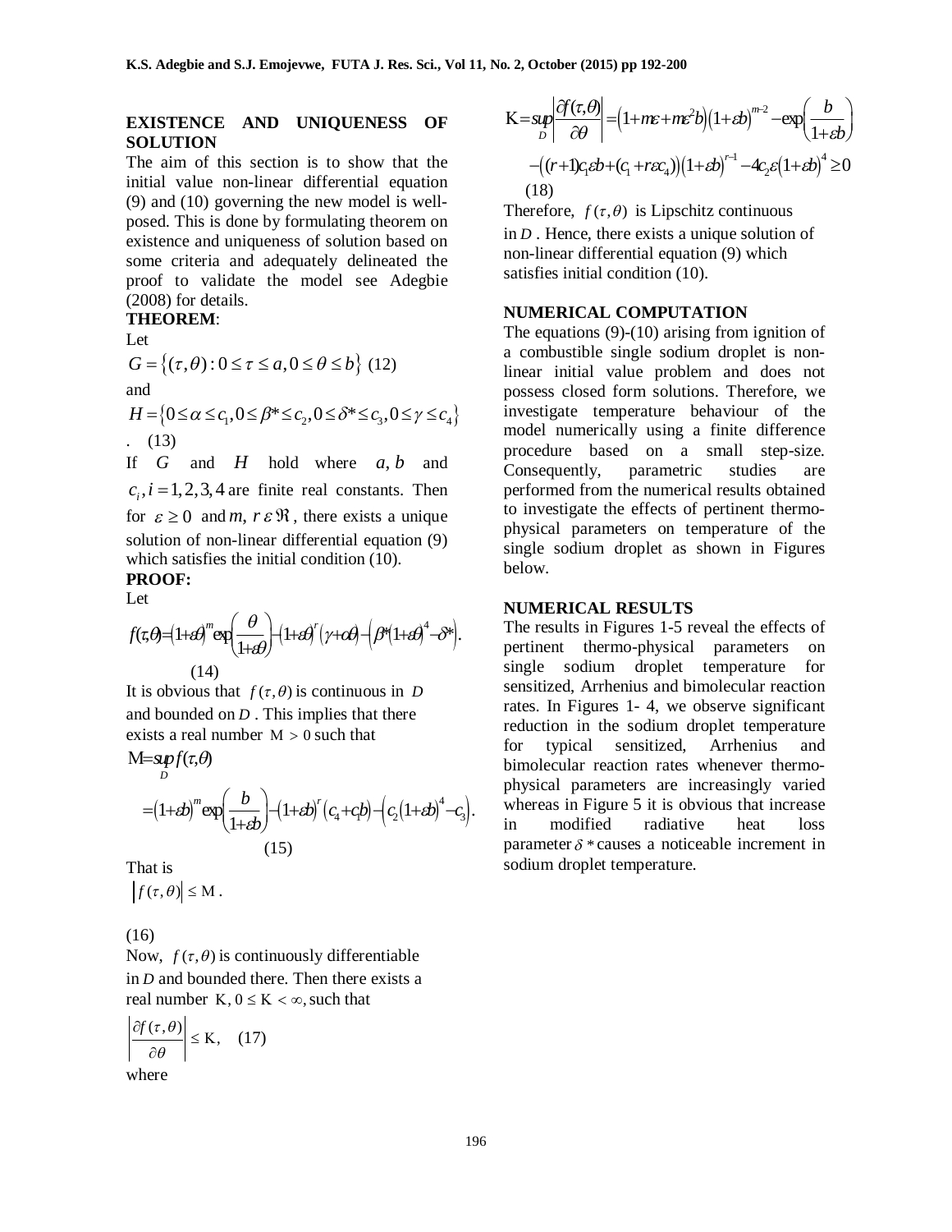## EXISTENCE AND UNIQUENESS OF SOLUTION

The aim of this section is to show that the initial value non-linear differential equation (9) and (10) governing the new model is well-posed. This is done by formulating theorem on existence and uniqueness of solution based on some criteria and adequately delineated the proof to validate the model see Adegbie (2008) for details.

**THEOREM**:

Let

$$G = \{(\tau, \theta) : 0 \le \tau \le a, 0 \le \theta \le b\} \quad (12)$$

and

$$H = \{0 \le \alpha \le c_1, 0 \le \beta^* \le c_2, 0 \le \delta^* \le c_3, 0 \le \gamma \le c_4\} \quad (13)$$

If $G$ and $H$ hold where $a, b$ and $c_i, i = 1,2,3,4$ are finite real constants. Then for $\varepsilon \ge 0$ and $m, r \,\varepsilon\, \Re$, there exists a unique solution of non-linear differential equation (9) which satisfies the initial condition (10).

**PROOF:**

Let

$$f(\tau,\theta) = (1+\varepsilon\theta)^m \exp\left(\frac{\theta}{1+\varepsilon\theta}\right) - (1+\varepsilon\theta)^r (\gamma + \alpha\theta) - \left(\beta^*(1+\varepsilon\theta)^4 - \delta^*\right). \quad (14)$$

It is obvious that $f(\tau, \theta)$ is continuous in $D$ and bounded on $D$. This implies that there exists a real number $M > 0$ such that

$$M = \sup_D f(\tau,\theta) = (1+\varepsilon b)^m \exp\left(\frac{b}{1+\varepsilon b}\right) - (1+\varepsilon b)^r (c_4 + c_1 b) - \left(c_2(1+\varepsilon b)^4 - c_3\right). \quad (15)$$

That is

$$|f(\tau, \theta)| \le M. \quad (16)$$

Now, $f(\tau, \theta)$ is continuously differentiable in $D$ and bounded there. Then there exists a real number $K, 0 \le K < \infty$, such that

$$\left|\frac{\partial f(\tau, \theta)}{\partial \theta}\right| \le K, \quad (17)$$

where

$$K = \sup_D \left|\frac{\partial f(\tau,\theta)}{\partial \theta}\right| = \left(1 + m\varepsilon + m\varepsilon^2 b\right)(1+\varepsilon b)^{m-2} - \exp\left(\frac{b}{1+\varepsilon b}\right) - \left((r+1)c_1\varepsilon b + (c_1 + r\varepsilon c_4)\right)(1+\varepsilon b)^{r-1} - 4c_2\varepsilon(1+\varepsilon b)^4 \ge 0 \quad (18)$$

Therefore, $f(\tau, \theta)$ is Lipschitz continuous in $D$. Hence, there exists a unique solution of non-linear differential equation (9) which satisfies initial condition (10).

## NUMERICAL COMPUTATION

The equations (9)-(10) arising from ignition of a combustible single sodium droplet is non-linear initial value problem and does not possess closed form solutions. Therefore, we investigate temperature behaviour of the model numerically using a finite difference procedure based on a small step-size. Consequently, parametric studies are performed from the numerical results obtained to investigate the effects of pertinent thermo-physical parameters on temperature of the single sodium droplet as shown in Figures below.

## NUMERICAL RESULTS

The results in Figures 1-5 reveal the effects of pertinent thermo-physical parameters on single sodium droplet temperature for sensitized, Arrhenius and bimolecular reaction rates. In Figures 1- 4, we observe significant reduction in the sodium droplet temperature for typical sensitized, Arrhenius and bimolecular reaction rates whenever thermo-physical parameters are increasingly varied whereas in Figure 5 it is obvious that increase in modified radiative heat loss parameter $\delta^*$ causes a noticeable increment in sodium droplet temperature.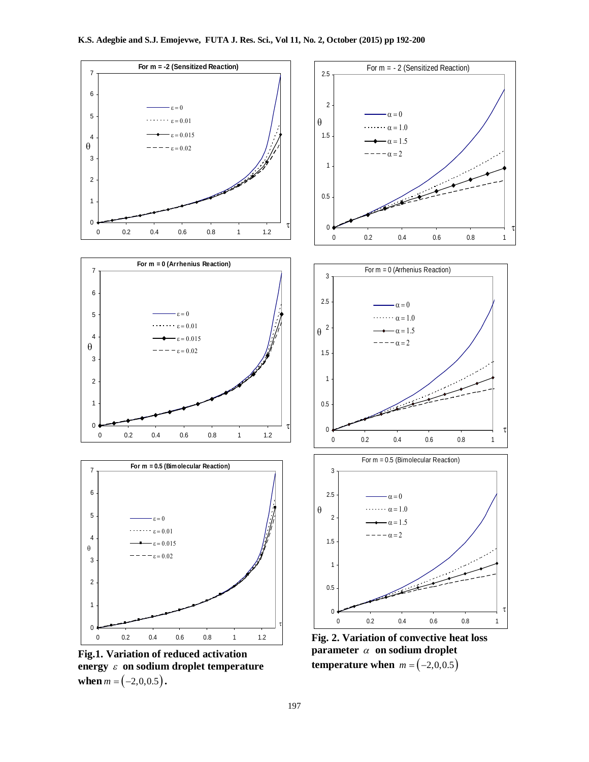**Fig.1. Variation of reduced activation energy $\varepsilon$ on sodium droplet temperature when $m = (-2, 0, 0.5)$.**

**Fig. 2. Variation of convective heat loss parameter $\alpha$ on sodium droplet temperature when $m = (-2, 0, 0.5)$**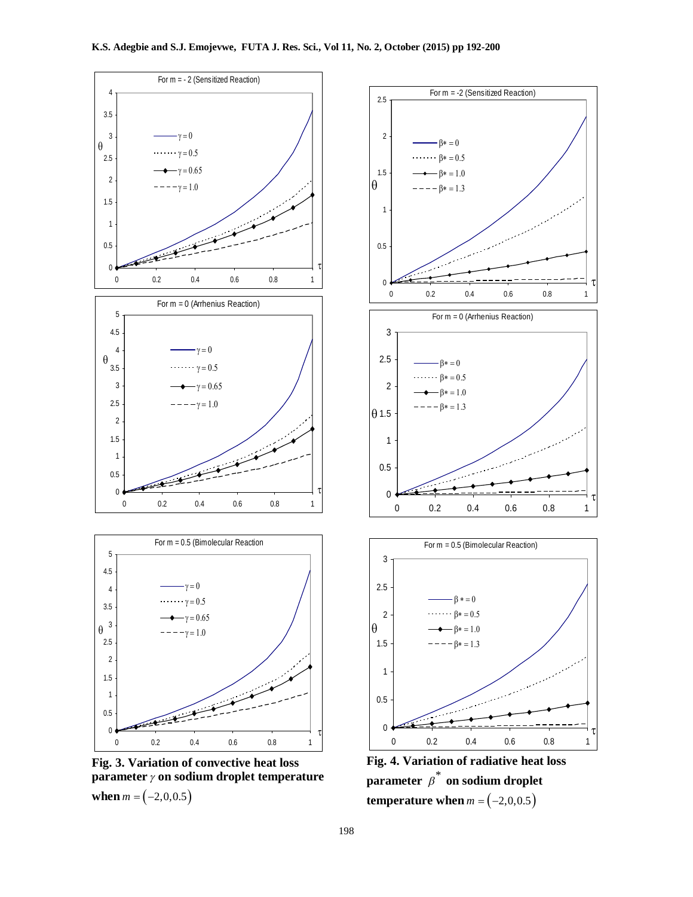**Fig. 3. Variation of convective heat loss parameter $\gamma$ on sodium droplet temperature when $m = (-2, 0, 0.5)$**

**Fig. 4. Variation of radiative heat loss parameter $\beta^*$ on sodium droplet temperature when $m = (-2, 0, 0.5)$**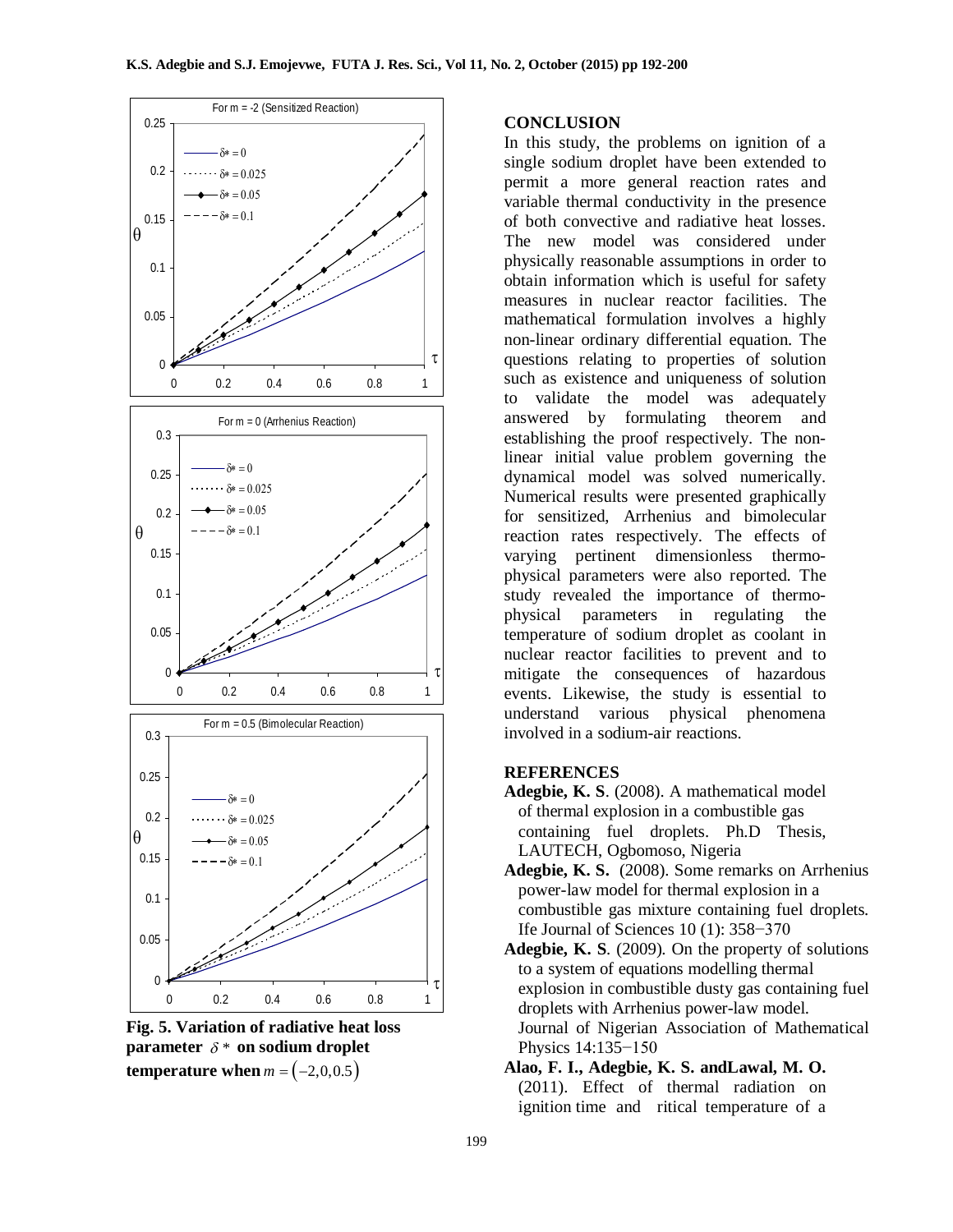Fig. 5. Variation of radiative heat loss parameter $\delta *$ on sodium droplet temperature when $m = (-2, 0, 0.5)$

## CONCLUSION

In this study, the problems on ignition of a single sodium droplet have been extended to permit a more general reaction rates and variable thermal conductivity in the presence of both convective and radiative heat losses. The new model was considered under physically reasonable assumptions in order to obtain information which is useful for safety measures in nuclear reactor facilities. The mathematical formulation involves a highly non-linear ordinary differential equation. The questions relating to properties of solution such as existence and uniqueness of solution to validate the model was adequately answered by formulating theorem and establishing the proof respectively. The non-linear initial value problem governing the dynamical model was solved numerically. Numerical results were presented graphically for sensitized, Arrhenius and bimolecular reaction rates respectively. The effects of varying pertinent dimensionless thermo-physical parameters were also reported. The study revealed the importance of thermo-physical parameters in regulating the temperature of sodium droplet as coolant in nuclear reactor facilities to prevent and to mitigate the consequences of hazardous events. Likewise, the study is essential to understand various physical phenomena involved in a sodium-air reactions.

## REFERENCES

**Adegbie, K. S**. (2008). A mathematical model of thermal explosion in a combustible gas containing fuel droplets. Ph.D Thesis, LAUTECH, Ogbomoso, Nigeria

**Adegbie, K. S.** (2008). Some remarks on Arrhenius power-law model for thermal explosion in a combustible gas mixture containing fuel droplets. Ife Journal of Sciences 10 (1): 358−370

**Adegbie, K. S**. (2009). On the property of solutions to a system of equations modelling thermal explosion in combustible dusty gas containing fuel droplets with Arrhenius power-law model. Journal of Nigerian Association of Mathematical Physics 14:135−150

**Alao, F. I., Adegbie, K. S. andLawal, M. O.** (2011). Effect of thermal radiation on ignition time and ritical temperature of a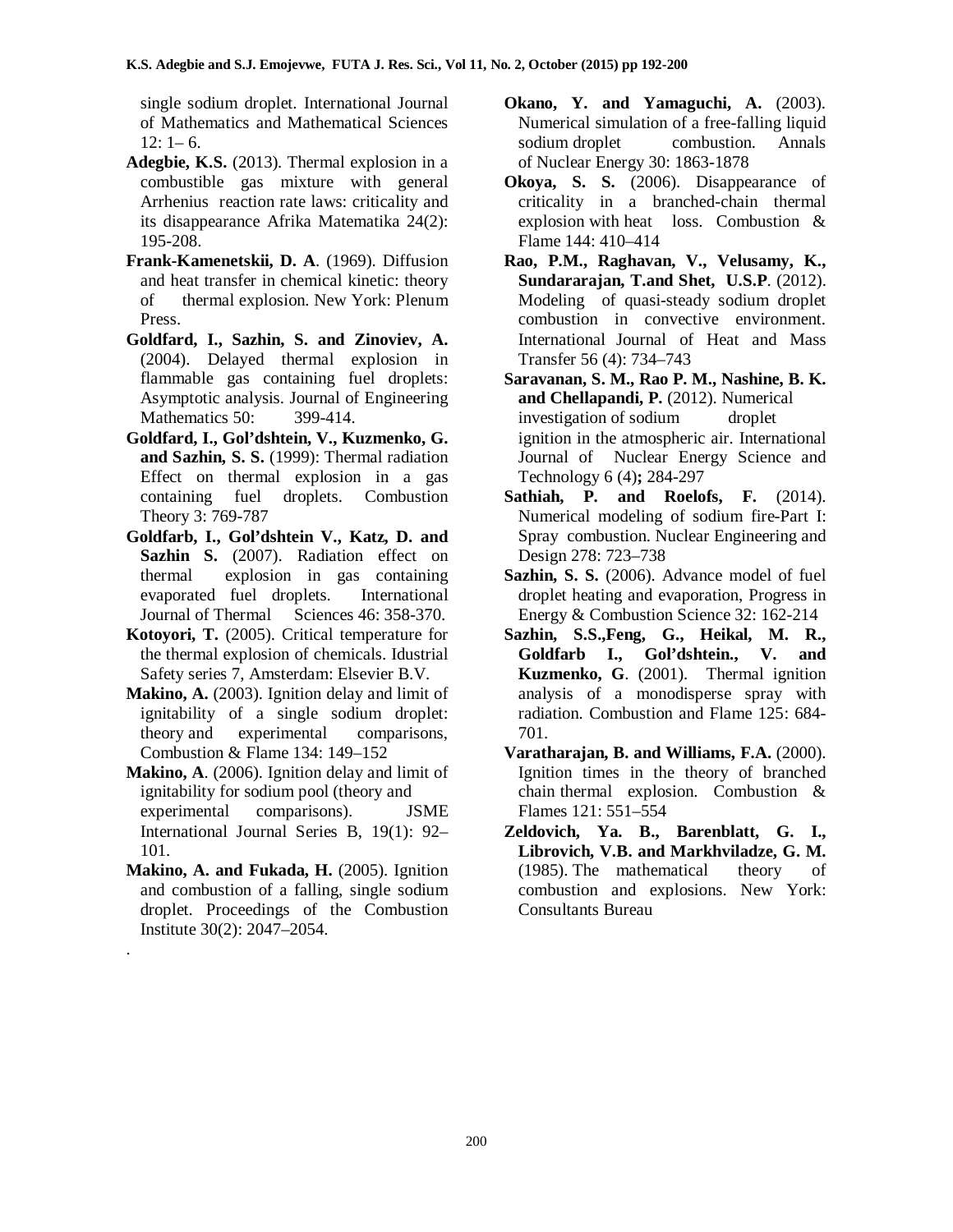single sodium droplet. International Journal of Mathematics and Mathematical Sciences 12: 1– 6.

**Adegbie, K.S.** (2013). Thermal explosion in a combustible gas mixture with general Arrhenius reaction rate laws: criticality and its disappearance Afrika Matematika 24(2): 195-208.

**Frank-Kamenetskii, D. A**. (1969). Diffusion and heat transfer in chemical kinetic: theory of thermal explosion. New York: Plenum Press.

**Goldfard, I., Sazhin, S. and Zinoviev, A.** (2004). Delayed thermal explosion in flammable gas containing fuel droplets: Asymptotic analysis. Journal of Engineering Mathematics 50: 399-414.

**Goldfard, I., Gol'dshtein, V., Kuzmenko, G. and Sazhin, S. S.** (1999): Thermal radiation Effect on thermal explosion in a gas containing fuel droplets. Combustion Theory 3: 769-787

**Goldfarb, I., Gol'dshtein V., Katz, D. and Sazhin S.** (2007). Radiation effect on thermal explosion in gas containing evaporated fuel droplets. International Journal of Thermal Sciences 46: 358-370.

**Kotoyori, T.** (2005). Critical temperature for the thermal explosion of chemicals. Idustrial Safety series 7, Amsterdam: Elsevier B.V.

**Makino, A.** (2003). Ignition delay and limit of ignitability of a single sodium droplet: theory and experimental comparisons, Combustion & Flame 134: 149–152

**Makino, A**. (2006). Ignition delay and limit of ignitability for sodium pool (theory and experimental comparisons). JSME International Journal Series B, 19(1): 92–101.

**Makino, A. and Fukada, H.** (2005). Ignition and combustion of a falling, single sodium droplet. Proceedings of the Combustion Institute 30(2): 2047–2054.

**Okano, Y. and Yamaguchi, A.** (2003). Numerical simulation of a free-falling liquid sodium droplet combustion. Annals of Nuclear Energy 30: 1863-1878

**Okoya, S. S.** (2006). Disappearance of criticality in a branched-chain thermal explosion with heat loss. Combustion & Flame 144: 410–414

**Rao, P.M., Raghavan, V., Velusamy, K., Sundararajan, T.and Shet, U.S.P**. (2012). Modeling of quasi-steady sodium droplet combustion in convective environment. International Journal of Heat and Mass Transfer 56 (4): 734–743

**Saravanan, S. M., Rao P. M., Nashine, B. K. and Chellapandi, P.** (2012). Numerical investigation of sodium droplet ignition in the atmospheric air. International Journal of Nuclear Energy Science and Technology 6 (4)**;** 284-297

**Sathiah, P. and Roelofs, F.** (2014). Numerical modeling of sodium fire-Part I: Spray combustion. Nuclear Engineering and Design 278: 723–738

**Sazhin, S. S.** (2006). Advance model of fuel droplet heating and evaporation, Progress in Energy & Combustion Science 32: 162-214

**Sazhin, S.S.,Feng, G., Heikal, M. R., Goldfarb I., Gol'dshtein., V. and Kuzmenko, G**. (2001). Thermal ignition analysis of a monodisperse spray with radiation. Combustion and Flame 125: 684-701.

**Varatharajan, B. and Williams, F.A.** (2000). Ignition times in the theory of branched chain thermal explosion. Combustion & Flames 121: 551–554

**Zeldovich, Ya. B., Barenblatt, G. I., Librovich, V.B. and Markhviladze, G. M.** (1985). The mathematical theory of combustion and explosions. New York: Consultants Bureau